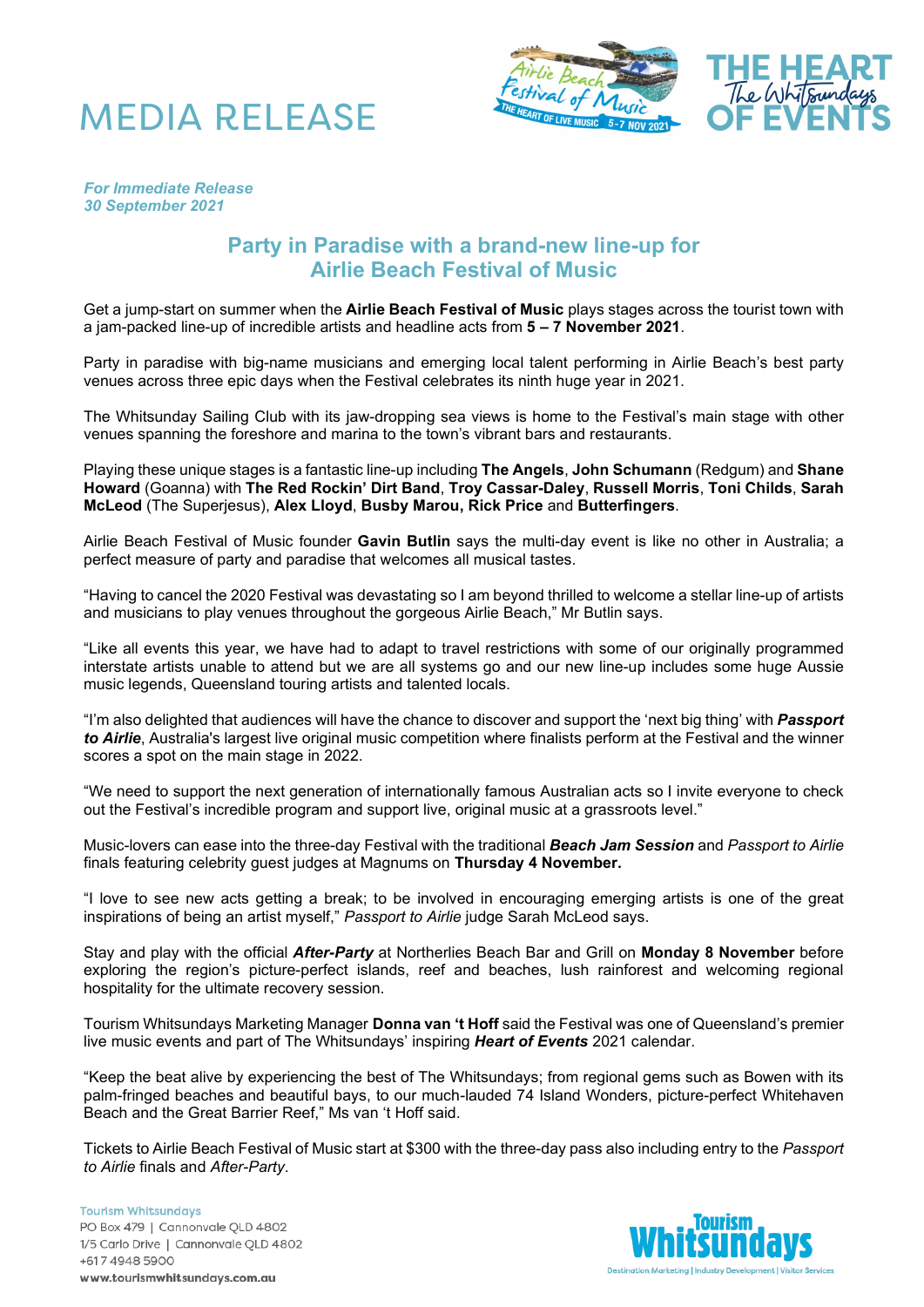# MEDIA RELEASE

***For Immediate Release***
***30 September 2021***

## Party in Paradise with a brand-new line-up for Airlie Beach Festival of Music

Get a jump-start on summer when the **Airlie Beach Festival of Music** plays stages across the tourist town with a jam-packed line-up of incredible artists and headline acts from **5 – 7 November 2021**.

Party in paradise with big-name musicians and emerging local talent performing in Airlie Beach's best party venues across three epic days when the Festival celebrates its ninth huge year in 2021.

The Whitsunday Sailing Club with its jaw-dropping sea views is home to the Festival's main stage with other venues spanning the foreshore and marina to the town's vibrant bars and restaurants.

Playing these unique stages is a fantastic line-up including **The Angels**, **John Schumann** (Redgum) and **Shane Howard** (Goanna) with **The Red Rockin' Dirt Band**, **Troy Cassar-Daley**, **Russell Morris**, **Toni Childs**, **Sarah McLeod** (The Superjesus), **Alex Lloyd**, **Busby Marou, Rick Price** and **Butterfingers**.

Airlie Beach Festival of Music founder **Gavin Butlin** says the multi-day event is like no other in Australia; a perfect measure of party and paradise that welcomes all musical tastes.

"Having to cancel the 2020 Festival was devastating so I am beyond thrilled to welcome a stellar line-up of artists and musicians to play venues throughout the gorgeous Airlie Beach," Mr Butlin says.

"Like all events this year, we have had to adapt to travel restrictions with some of our originally programmed interstate artists unable to attend but we are all systems go and our new line-up includes some huge Aussie music legends, Queensland touring artists and talented locals.

"I'm also delighted that audiences will have the chance to discover and support the 'next big thing' with ***Passport to Airlie***, Australia's largest live original music competition where finalists perform at the Festival and the winner scores a spot on the main stage in 2022.

"We need to support the next generation of internationally famous Australian acts so I invite everyone to check out the Festival's incredible program and support live, original music at a grassroots level."

Music-lovers can ease into the three-day Festival with the traditional ***Beach Jam Session*** and *Passport to Airlie* finals featuring celebrity guest judges at Magnums on **Thursday 4 November.**

"I love to see new acts getting a break; to be involved in encouraging emerging artists is one of the great inspirations of being an artist myself," *Passport to Airlie* judge Sarah McLeod says.

Stay and play with the official ***After-Party*** at Northerlies Beach Bar and Grill on **Monday 8 November** before exploring the region's picture-perfect islands, reef and beaches, lush rainforest and welcoming regional hospitality for the ultimate recovery session.

Tourism Whitsundays Marketing Manager **Donna van 't Hoff** said the Festival was one of Queensland's premier live music events and part of The Whitsundays' inspiring ***Heart of Events*** 2021 calendar.

"Keep the beat alive by experiencing the best of The Whitsundays; from regional gems such as Bowen with its palm-fringed beaches and beautiful bays, to our much-lauded 74 Island Wonders, picture-perfect Whitehaven Beach and the Great Barrier Reef," Ms van 't Hoff said.

Tickets to Airlie Beach Festival of Music start at $300 with the three-day pass also including entry to the *Passport to Airlie* finals and *After-Party*.

Tourism Whitsundays
PO Box 479 | Cannonvale QLD 4802
1/5 Carlo Drive | Cannonvale QLD 4802
+617 4948 5900
**www.tourismwhitsundays.com.au**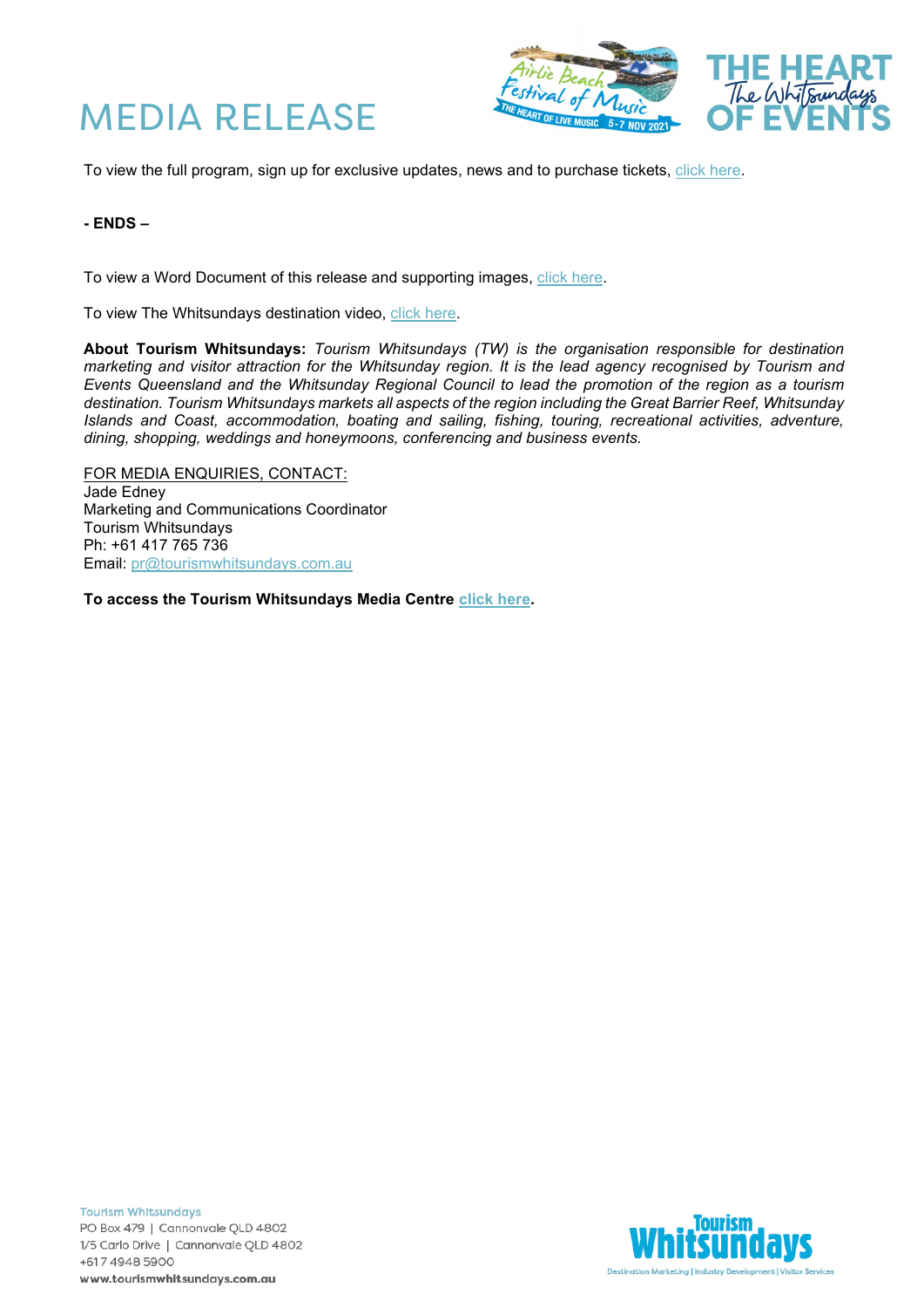To view the full program, sign up for exclusive updates, news and to purchase tickets, click here.

**- ENDS –**

To view a Word Document of this release and supporting images, click here.

To view The Whitsundays destination video, click here.

**About Tourism Whitsundays:** *Tourism Whitsundays (TW) is the organisation responsible for destination marketing and visitor attraction for the Whitsunday region. It is the lead agency recognised by Tourism and Events Queensland and the Whitsunday Regional Council to lead the promotion of the region as a tourism destination. Tourism Whitsundays markets all aspects of the region including the Great Barrier Reef, Whitsunday Islands and Coast, accommodation, boating and sailing, fishing, touring, recreational activities, adventure, dining, shopping, weddings and honeymoons, conferencing and business events.*

FOR MEDIA ENQUIRIES, CONTACT:
Jade Edney
Marketing and Communications Coordinator
Tourism Whitsundays
Ph: +61 417 765 736
Email: pr@tourismwhitsundays.com.au

**To access the Tourism Whitsundays Media Centre click here.**